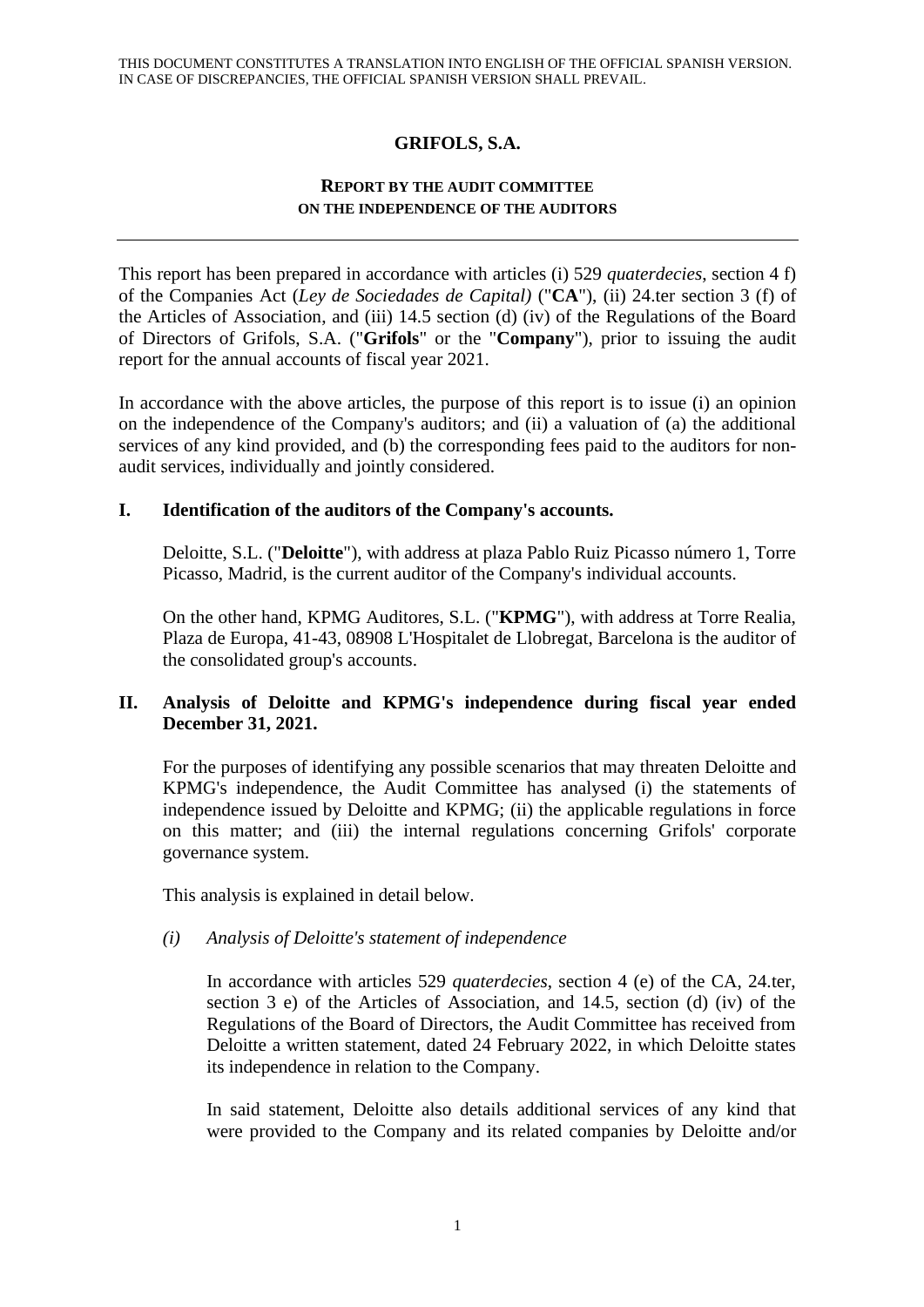THIS DOCUMENT CONSTITUTES A TRANSLATION INTO ENGLISH OF THE OFFICIAL SPANISH VERSION. IN CASE OF DISCREPANCIES, THE OFFICIAL SPANISH VERSION SHALL PREVAIL.

# GRIFOLS, S.A.

## REPORT BY THE AUDIT COMMITTEE ON THE INDEPENDENCE OF THE AUDITORS

---

This report has been prepared in accordance with articles (i) 529 *quaterdecies*, section 4 f) of the Companies Act (*Ley de Sociedades de Capital)* ("**CA**"), (ii) 24.ter section 3 (f) of the Articles of Association, and (iii) 14.5 section (d) (iv) of the Regulations of the Board of Directors of Grifols, S.A. ("**Grifols**" or the "**Company**"), prior to issuing the audit report for the annual accounts of fiscal year 2021.

In accordance with the above articles, the purpose of this report is to issue (i) an opinion on the independence of the Company's auditors; and (ii) a valuation of (a) the additional services of any kind provided, and (b) the corresponding fees paid to the auditors for non-audit services, individually and jointly considered.

### I. Identification of the auditors of the Company's accounts.

Deloitte, S.L. ("**Deloitte**"), with address at plaza Pablo Ruiz Picasso número 1, Torre Picasso, Madrid, is the current auditor of the Company's individual accounts.

On the other hand, KPMG Auditores, S.L. ("**KPMG**"), with address at Torre Realia, Plaza de Europa, 41-43, 08908 L'Hospitalet de Llobregat, Barcelona is the auditor of the consolidated group's accounts.

### II. Analysis of Deloitte and KPMG's independence during fiscal year ended December 31, 2021.

For the purposes of identifying any possible scenarios that may threaten Deloitte and KPMG's independence, the Audit Committee has analysed (i) the statements of independence issued by Deloitte and KPMG; (ii) the applicable regulations in force on this matter; and (iii) the internal regulations concerning Grifols' corporate governance system.

This analysis is explained in detail below.

*(i) Analysis of Deloitte's statement of independence*

In accordance with articles 529 *quaterdecies*, section 4 (e) of the CA, 24.ter, section 3 e) of the Articles of Association, and 14.5, section (d) (iv) of the Regulations of the Board of Directors, the Audit Committee has received from Deloitte a written statement, dated 24 February 2022, in which Deloitte states its independence in relation to the Company.

In said statement, Deloitte also details additional services of any kind that were provided to the Company and its related companies by Deloitte and/or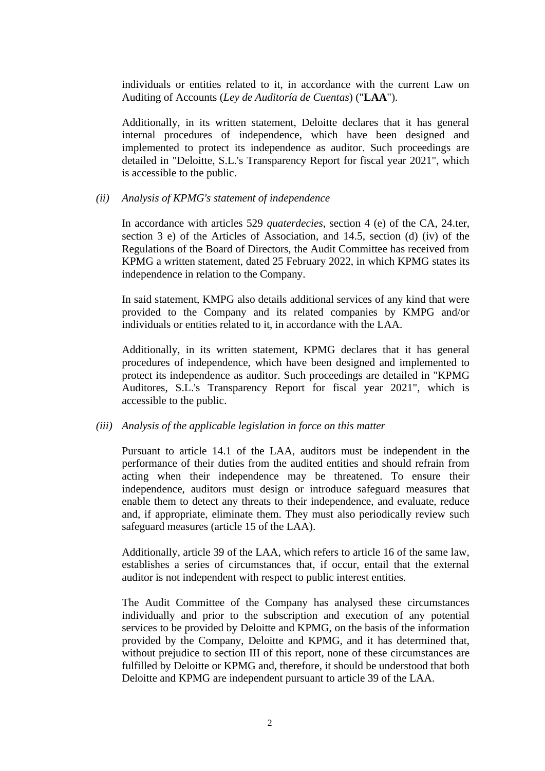individuals or entities related to it, in accordance with the current Law on Auditing of Accounts (*Ley de Auditoría de Cuentas*) ("**LAA**").

Additionally, in its written statement, Deloitte declares that it has general internal procedures of independence, which have been designed and implemented to protect its independence as auditor. Such proceedings are detailed in "Deloitte, S.L.'s Transparency Report for fiscal year 2021", which is accessible to the public.

*(ii) Analysis of KPMG's statement of independence*

In accordance with articles 529 *quaterdecies*, section 4 (e) of the CA, 24.ter, section 3 e) of the Articles of Association, and 14.5, section (d) (iv) of the Regulations of the Board of Directors, the Audit Committee has received from KPMG a written statement, dated 25 February 2022, in which KPMG states its independence in relation to the Company.

In said statement, KMPG also details additional services of any kind that were provided to the Company and its related companies by KMPG and/or individuals or entities related to it, in accordance with the LAA.

Additionally, in its written statement, KPMG declares that it has general procedures of independence, which have been designed and implemented to protect its independence as auditor. Such proceedings are detailed in "KPMG Auditores, S.L.'s Transparency Report for fiscal year 2021", which is accessible to the public.

*(iii) Analysis of the applicable legislation in force on this matter*

Pursuant to article 14.1 of the LAA, auditors must be independent in the performance of their duties from the audited entities and should refrain from acting when their independence may be threatened. To ensure their independence, auditors must design or introduce safeguard measures that enable them to detect any threats to their independence, and evaluate, reduce and, if appropriate, eliminate them. They must also periodically review such safeguard measures (article 15 of the LAA).

Additionally, article 39 of the LAA, which refers to article 16 of the same law, establishes a series of circumstances that, if occur, entail that the external auditor is not independent with respect to public interest entities.

The Audit Committee of the Company has analysed these circumstances individually and prior to the subscription and execution of any potential services to be provided by Deloitte and KPMG, on the basis of the information provided by the Company, Deloitte and KPMG, and it has determined that, without prejudice to section III of this report, none of these circumstances are fulfilled by Deloitte or KPMG and, therefore, it should be understood that both Deloitte and KPMG are independent pursuant to article 39 of the LAA.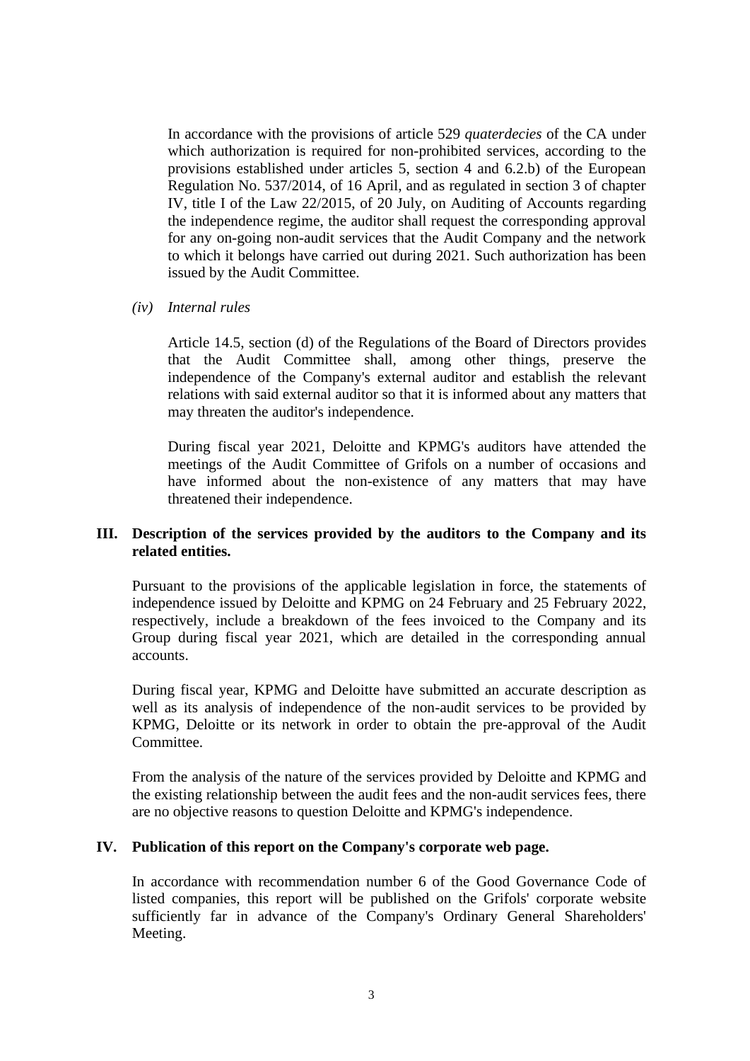In accordance with the provisions of article 529 *quaterdecies* of the CA under which authorization is required for non-prohibited services, according to the provisions established under articles 5, section 4 and 6.2.b) of the European Regulation No. 537/2014, of 16 April, and as regulated in section 3 of chapter IV, title I of the Law 22/2015, of 20 July, on Auditing of Accounts regarding the independence regime, the auditor shall request the corresponding approval for any on-going non-audit services that the Audit Company and the network to which it belongs have carried out during 2021. Such authorization has been issued by the Audit Committee.

*(iv) Internal rules*

Article 14.5, section (d) of the Regulations of the Board of Directors provides that the Audit Committee shall, among other things, preserve the independence of the Company's external auditor and establish the relevant relations with said external auditor so that it is informed about any matters that may threaten the auditor's independence.

During fiscal year 2021, Deloitte and KPMG's auditors have attended the meetings of the Audit Committee of Grifols on a number of occasions and have informed about the non-existence of any matters that may have threatened their independence.

## III. Description of the services provided by the auditors to the Company and its related entities.

Pursuant to the provisions of the applicable legislation in force, the statements of independence issued by Deloitte and KPMG on 24 February and 25 February 2022, respectively, include a breakdown of the fees invoiced to the Company and its Group during fiscal year 2021, which are detailed in the corresponding annual accounts.

During fiscal year, KPMG and Deloitte have submitted an accurate description as well as its analysis of independence of the non-audit services to be provided by KPMG, Deloitte or its network in order to obtain the pre-approval of the Audit Committee.

From the analysis of the nature of the services provided by Deloitte and KPMG and the existing relationship between the audit fees and the non-audit services fees, there are no objective reasons to question Deloitte and KPMG's independence.

## IV. Publication of this report on the Company's corporate web page.

In accordance with recommendation number 6 of the Good Governance Code of listed companies, this report will be published on the Grifols' corporate website sufficiently far in advance of the Company's Ordinary General Shareholders' Meeting.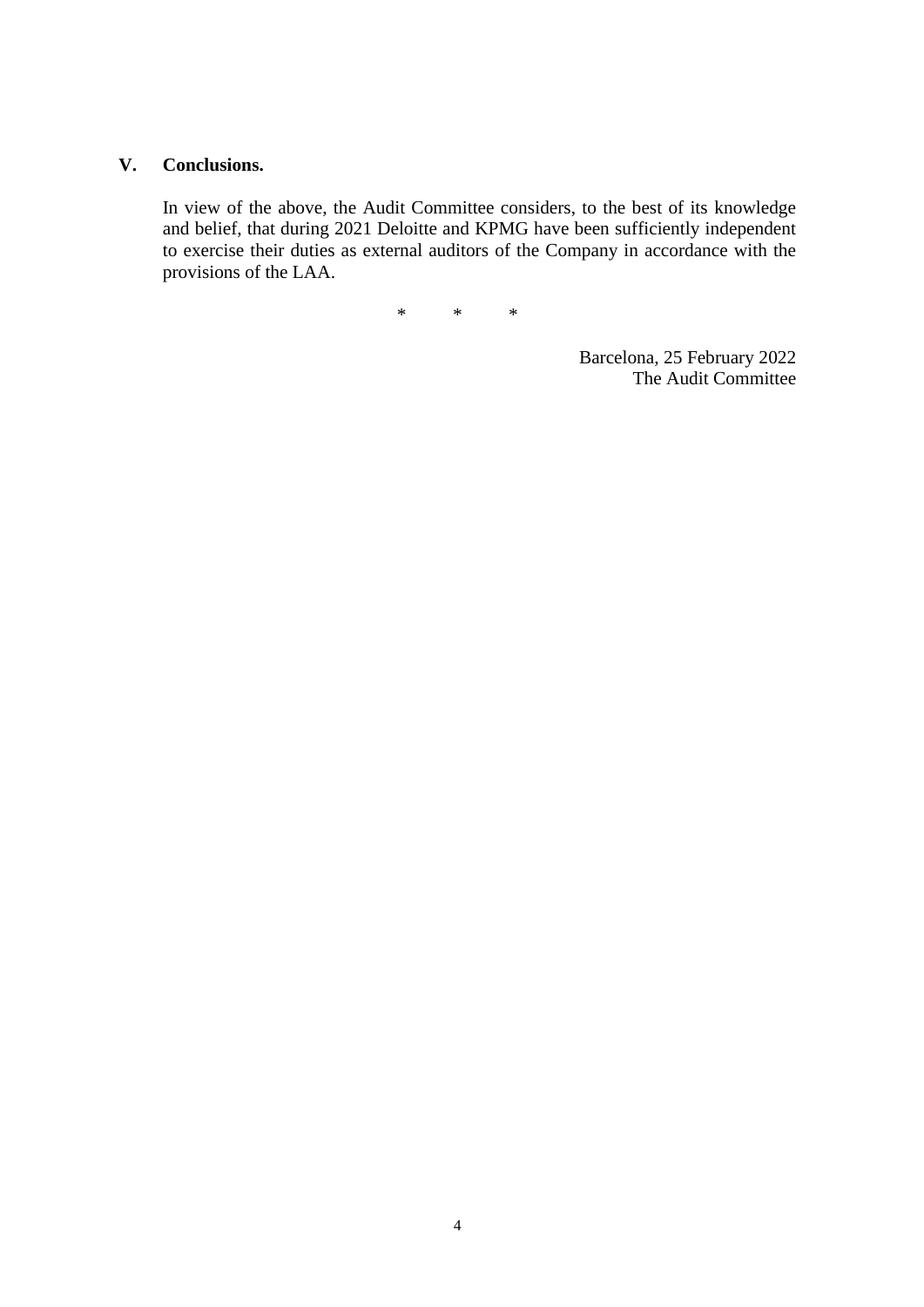## V. Conclusions.

In view of the above, the Audit Committee considers, to the best of its knowledge and belief, that during 2021 Deloitte and KPMG have been sufficiently independent to exercise their duties as external auditors of the Company in accordance with the provisions of the LAA.

\*     \*     \*

Barcelona, 25 February 2022
The Audit Committee